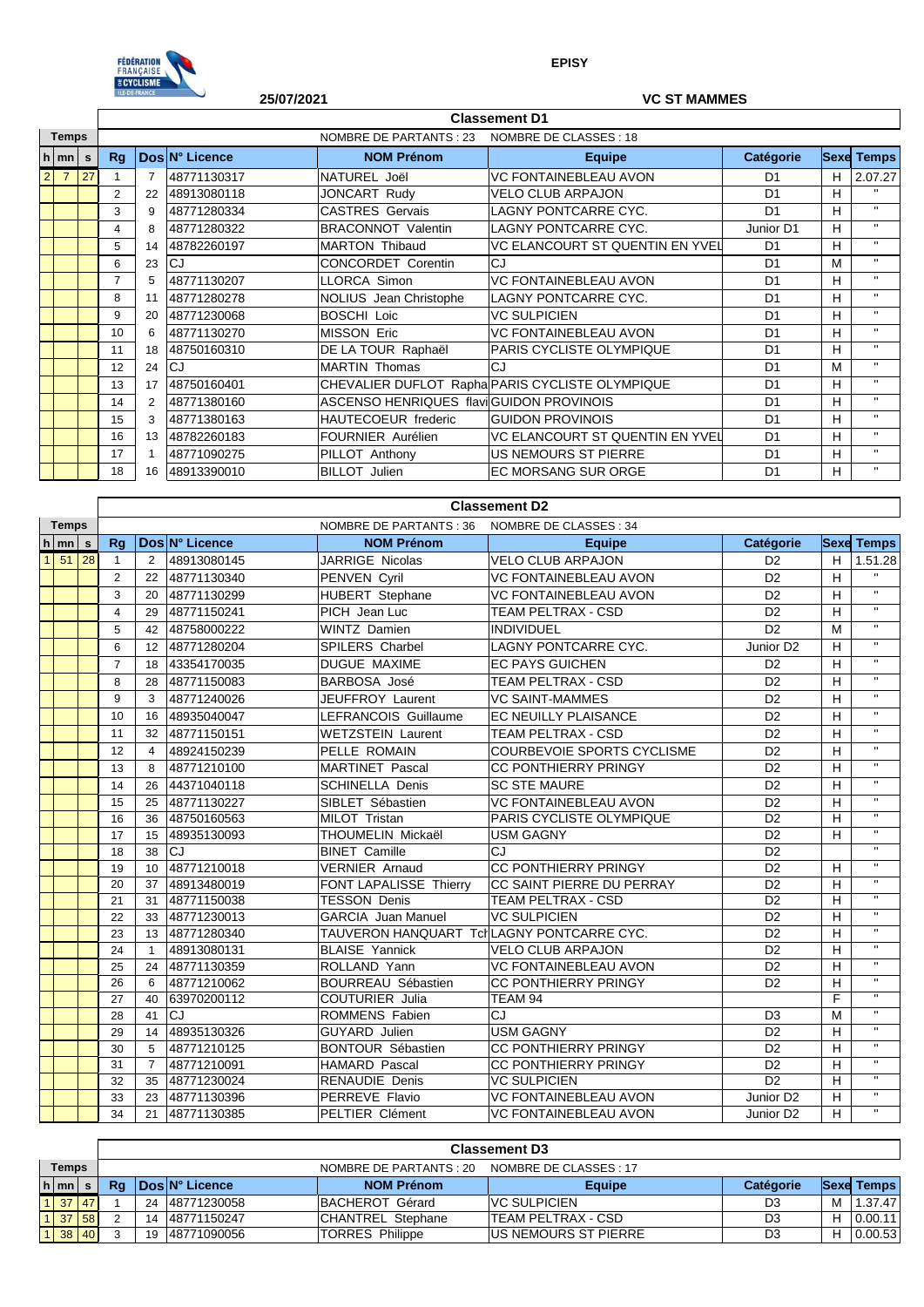FÉDÉRATION FRANÇAISE DE CYCLISME ILE-DE-FRANCE

**EPISY**

**25/07/2021**

**VC ST MAMMES**

## Classement D1

NOMBRE DE PARTANTS : 23 NOMBRE DE CLASSES : 18

| h | mn | s | Rg | Dos | N° Licence | NOM Prénom | Equipe | Catégorie | Sexe | Temps |
|---|---|---|---|---|---|---|---|---|---|---|
| 2 | 7 | 27 | 1 | 7 | 48771130317 | NATUREL Joël | VC FONTAINEBLEAU AVON | D1 | H | 2.07.27 |
| | | | 2 | 22 | 48913080118 | JONCART Rudy | VELO CLUB ARPAJON | D1 | H | " |
| | | | 3 | 9 | 48771280334 | CASTRES Gervais | LAGNY PONTCARRE CYC. | D1 | H | " |
| | | | 4 | 8 | 48771280322 | BRACONNOT Valentin | LAGNY PONTCARRE CYC. | Junior D1 | H | " |
| | | | 5 | 14 | 48782260197 | MARTON Thibaud | VC ELANCOURT ST QUENTIN EN YVEL | D1 | H | " |
| | | | 6 | 23 | CJ | CONCORDET Corentin | CJ | D1 | M | " |
| | | | 7 | 5 | 48771130207 | LLORCA Simon | VC FONTAINEBLEAU AVON | D1 | H | " |
| | | | 8 | 11 | 48771280278 | NOLIUS Jean Christophe | LAGNY PONTCARRE CYC. | D1 | H | " |
| | | | 9 | 20 | 48771230068 | BOSCHI Loic | VC SULPICIEN | D1 | H | " |
| | | | 10 | 6 | 48771130270 | MISSON Eric | VC FONTAINEBLEAU AVON | D1 | H | " |
| | | | 11 | 18 | 48750160310 | DE LA TOUR Raphaël | PARIS CYCLISTE OLYMPIQUE | D1 | H | " |
| | | | 12 | 24 | CJ | MARTIN Thomas | CJ | D1 | M | " |
| | | | 13 | 17 | 48750160401 | CHEVALIER DUFLOT Rapha | PARIS CYCLISTE OLYMPIQUE | D1 | H | " |
| | | | 14 | 2 | 48771380160 | ASCENSO HENRIQUES flavi | GUIDON PROVINOIS | D1 | H | " |
| | | | 15 | 3 | 48771380163 | HAUTECOEUR frederic | GUIDON PROVINOIS | D1 | H | " |
| | | | 16 | 13 | 48782260183 | FOURNIER Aurélien | VC ELANCOURT ST QUENTIN EN YVEL | D1 | H | " |
| | | | 17 | 1 | 48771090275 | PILLOT Anthony | US NEMOURS ST PIERRE | D1 | H | " |
| | | | 18 | 16 | 48913390010 | BILLOT Julien | EC MORSANG SUR ORGE | D1 | H | " |

## Classement D2

NOMBRE DE PARTANTS : 36 NOMBRE DE CLASSES : 34

| h | mn | s | Rg | Dos | N° Licence | NOM Prénom | Equipe | Catégorie | Sexe | Temps |
|---|---|---|---|---|---|---|---|---|---|---|
| 1 | 51 | 28 | 1 | 2 | 48913080145 | JARRIGE Nicolas | VELO CLUB ARPAJON | D2 | H | 1.51.28 |
| | | | 2 | 22 | 48771130340 | PENVEN Cyril | VC FONTAINEBLEAU AVON | D2 | H | " |
| | | | 3 | 20 | 48771130299 | HUBERT Stephane | VC FONTAINEBLEAU AVON | D2 | H | " |
| | | | 4 | 29 | 48771150241 | PICH Jean Luc | TEAM PELTRAX - CSD | D2 | H | " |
| | | | 5 | 42 | 48758000222 | WINTZ Damien | INDIVIDUEL | D2 | M | " |
| | | | 6 | 12 | 48771280204 | SPILERS Charbel | LAGNY PONTCARRE CYC. | Junior D2 | H | " |
| | | | 7 | 18 | 43354170035 | DUGUE MAXIME | EC PAYS GUICHEN | D2 | H | " |
| | | | 8 | 28 | 48771150083 | BARBOSA José | TEAM PELTRAX - CSD | D2 | H | " |
| | | | 9 | 3 | 48771240026 | JEUFFROY Laurent | VC SAINT-MAMMES | D2 | H | " |
| | | | 10 | 16 | 48935040047 | LEFRANCOIS Guillaume | EC NEUILLY PLAISANCE | D2 | H | " |
| | | | 11 | 32 | 48771150151 | WETZSTEIN Laurent | TEAM PELTRAX - CSD | D2 | H | " |
| | | | 12 | 4 | 48924150239 | PELLE ROMAIN | COURBEVOIE SPORTS CYCLISME | D2 | H | " |
| | | | 13 | 8 | 48771210100 | MARTINET Pascal | CC PONTHIERRY PRINGY | D2 | H | " |
| | | | 14 | 26 | 44371040118 | SCHINELLA Denis | SC STE MAURE | D2 | H | " |
| | | | 15 | 25 | 48771130227 | SIBLET Sébastien | VC FONTAINEBLEAU AVON | D2 | H | " |
| | | | 16 | 36 | 48750160563 | MILOT Tristan | PARIS CYCLISTE OLYMPIQUE | D2 | H | " |
| | | | 17 | 15 | 48935130093 | THOUMELIN Mickaël | USM GAGNY | D2 | H | " |
| | | | 18 | 38 | CJ | BINET Camille | CJ | D2 | | " |
| | | | 19 | 10 | 48771210018 | VERNIER Arnaud | CC PONTHIERRY PRINGY | D2 | H | " |
| | | | 20 | 37 | 48913480019 | FONT LAPALISSE Thierry | CC SAINT PIERRE DU PERRAY | D2 | H | " |
| | | | 21 | 31 | 48771150038 | TESSON Denis | TEAM PELTRAX - CSD | D2 | H | " |
| | | | 22 | 33 | 48771230013 | GARCIA Juan Manuel | VC SULPICIEN | D2 | H | " |
| | | | 23 | 13 | 48771280340 | TAUVERON HANQUANT Tch | LAGNY PONTCARRE CYC. | D2 | H | " |
| | | | 24 | 1 | 48913080131 | BLAISE Yannick | VELO CLUB ARPAJON | D2 | H | " |
| | | | 25 | 24 | 48771130359 | ROLLAND Yann | VC FONTAINEBLEAU AVON | D2 | H | " |
| | | | 26 | 6 | 48771210062 | BOURREAU Sébastien | CC PONTHIERRY PRINGY | D2 | H | " |
| | | | 27 | 40 | 63970200112 | COUTURIER Julia | TEAM 94 | | F | " |
| | | | 28 | 41 | CJ | ROMMENS Fabien | CJ | D3 | M | " |
| | | | 29 | 14 | 48935130326 | GUYARD Julien | USM GAGNY | D2 | H | " |
| | | | 30 | 5 | 48771210125 | BONTOUR Sébastien | CC PONTHIERRY PRINGY | D2 | H | " |
| | | | 31 | 7 | 48771210091 | HAMARD Pascal | CC PONTHIERRY PRINGY | D2 | H | " |
| | | | 32 | 35 | 48771230024 | RENAUDIE Denis | VC SULPICIEN | D2 | H | " |
| | | | 33 | 23 | 48771130396 | PERREVE Flavio | VC FONTAINEBLEAU AVON | Junior D2 | H | " |
| | | | 34 | 21 | 48771130385 | PELTIER Clément | VC FONTAINEBLEAU AVON | Junior D2 | H | " |

## Classement D3

NOMBRE DE PARTANTS : 20 NOMBRE DE CLASSES : 17

| h | mn | s | Rg | Dos | N° Licence | NOM Prénom | Equipe | Catégorie | Sexe | Temps |
|---|---|---|---|---|---|---|---|---|---|---|
| 1 | 37 | 47 | 1 | 24 | 48771230058 | BACHEROT Gérard | VC SULPICIEN | D3 | M | 1.37.47 |
| 1 | 37 | 58 | 2 | 14 | 48771150247 | CHANTREL Stephane | TEAM PELTRAX - CSD | D3 | H | 0.00.11 |
| 1 | 38 | 40 | 3 | 19 | 48771090056 | TORRES Philippe | US NEMOURS ST PIERRE | D3 | H | 0.00.53 |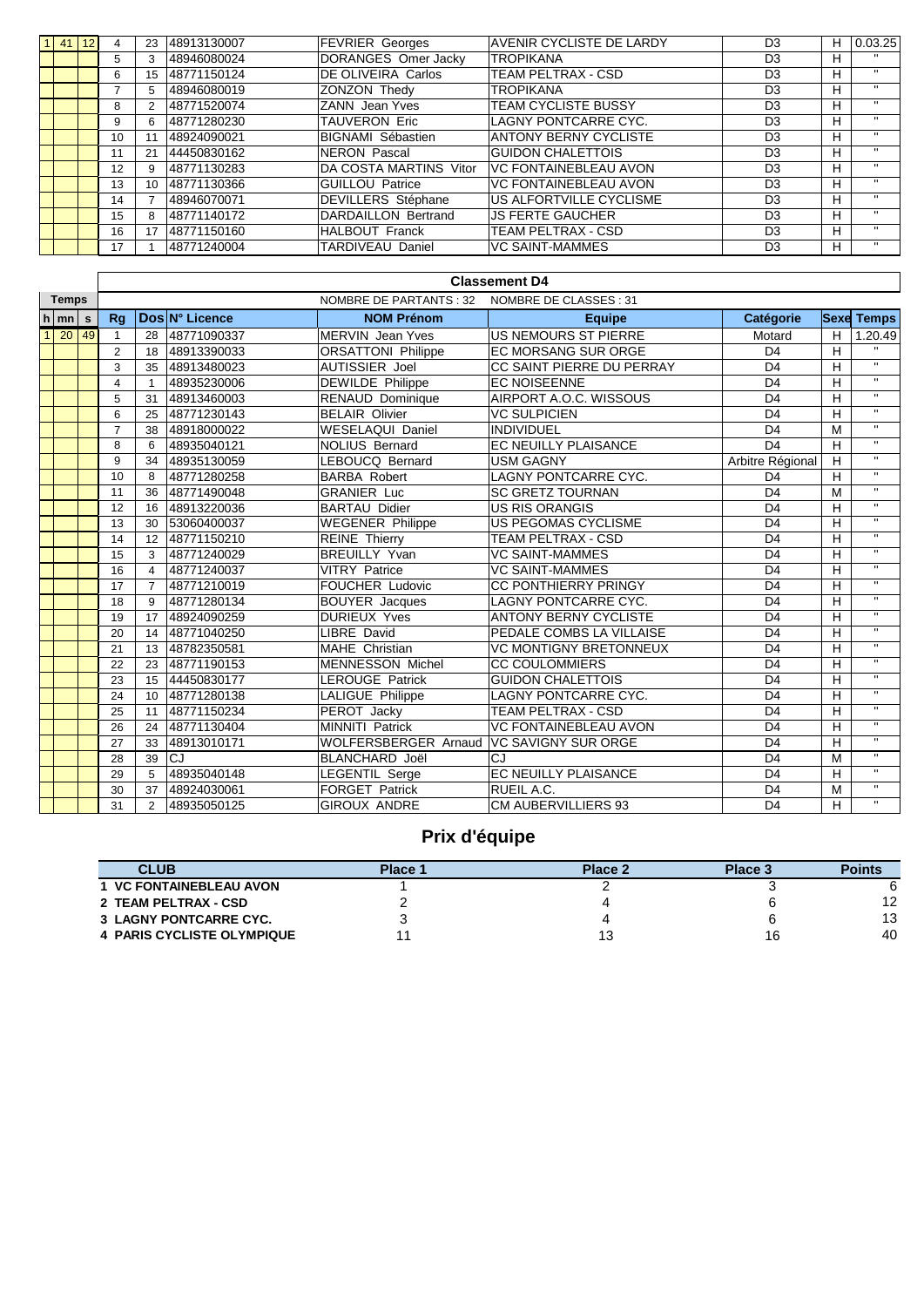| h | mn | s | Rg | Dos | N° Licence | NOM Prénom | Equipe | Catégorie | Sexe | Temps |
|---|---|---|---|---|---|---|---|---|---|---|
| 1 | 41 | 12 | 4 | 23 | 48913130007 | FEVRIER Georges | AVENIR CYCLISTE DE LARDY | D3 | H | 0.03.25 |
| | | | 5 | 3 | 48946080024 | DORANGES Omer Jacky | TROPIKANA | D3 | H | " |
| | | | 6 | 15 | 48771150124 | DE OLIVEIRA Carlos | TEAM PELTRAX - CSD | D3 | H | " |
| | | | 7 | 5 | 48946080019 | ZONZON Thedy | TROPIKANA | D3 | H | " |
| | | | 8 | 2 | 48771520074 | ZANN Jean Yves | TEAM CYCLISTE BUSSY | D3 | H | " |
| | | | 9 | 6 | 48771280230 | TAUVERON Eric | LAGNY PONTCARRE CYC. | D3 | H | " |
| | | | 10 | 11 | 48924090021 | BIGNAMI Sébastien | ANTONY BERNY CYCLISTE | D3 | H | " |
| | | | 11 | 21 | 44450830162 | NERON Pascal | GUIDON CHALETTOIS | D3 | H | " |
| | | | 12 | 9 | 48771130283 | DA COSTA MARTINS Vitor | VC FONTAINEBLEAU AVON | D3 | H | " |
| | | | 13 | 10 | 48771130366 | GUILLOU Patrice | VC FONTAINEBLEAU AVON | D3 | H | " |
| | | | 14 | 7 | 48946070071 | DEVILLERS Stéphane | US ALFORTVILLE CYCLISME | D3 | H | " |
| | | | 15 | 8 | 48771140172 | DARDAILLON Bertrand | JS FERTE GAUCHER | D3 | H | " |
| | | | 16 | 17 | 48771150160 | HALBOUT Franck | TEAM PELTRAX - CSD | D3 | H | " |
| | | | 17 | 1 | 48771240004 | TARDIVEAU Daniel | VC SAINT-MAMMES | D3 | H | " |

## Classement D4

NOMBRE DE PARTANTS : 32 NOMBRE DE CLASSES : 31

| Temps | | | | | | | | | | |
|---|---|---|---|---|---|---|---|---|---|---|
| h | mn | s | Rg | Dos | N° Licence | NOM Prénom | Equipe | Catégorie | Sexe | Temps |
| 1 | 20 | 49 | 1 | 28 | 48771090337 | MERVIN Jean Yves | US NEMOURS ST PIERRE | Motard | H | 1.20.49 |
| | | | 2 | 18 | 48913390033 | ORSATTONI Philippe | EC MORSANG SUR ORGE | D4 | H | " |
| | | | 3 | 35 | 48913480023 | AUTISSIER Joel | CC SAINT PIERRE DU PERRAY | D4 | H | " |
| | | | 4 | 1 | 48935230006 | DEWILDE Philippe | EC NOISEENNE | D4 | H | " |
| | | | 5 | 31 | 48913460003 | RENAUD Dominique | AIRPORT A.O.C. WISSOUS | D4 | H | " |
| | | | 6 | 25 | 48771230143 | BELAIR Olivier | VC SULPICIEN | D4 | H | " |
| | | | 7 | 38 | 48918000022 | WESELAQUI Daniel | INDIVIDUEL | D4 | M | " |
| | | | 8 | 6 | 48935040121 | NOLIUS Bernard | EC NEUILLY PLAISANCE | D4 | H | " |
| | | | 9 | 34 | 48935130059 | LEBOUCQ Bernard | USM GAGNY | Arbitre Régional | H | " |
| | | | 10 | 8 | 48771280258 | BARBA Robert | LAGNY PONTCARRE CYC. | D4 | H | " |
| | | | 11 | 36 | 48771490048 | GRANIER Luc | SC GRETZ TOURNAN | D4 | M | " |
| | | | 12 | 16 | 48913220036 | BARTAU Didier | US RIS ORANGIS | D4 | H | " |
| | | | 13 | 30 | 53060400037 | WEGENER Philippe | US PEGOMAS CYCLISME | D4 | H | " |
| | | | 14 | 12 | 48771150210 | REINE Thierry | TEAM PELTRAX - CSD | D4 | H | " |
| | | | 15 | 3 | 48771240029 | BREUILLY Yvan | VC SAINT-MAMMES | D4 | H | " |
| | | | 16 | 4 | 48771240037 | VITRY Patrice | VC SAINT-MAMMES | D4 | H | " |
| | | | 17 | 7 | 48771210019 | FOUCHER Ludovic | CC PONTHIERRY PRINGY | D4 | H | " |
| | | | 18 | 9 | 48771280134 | BOUYER Jacques | LAGNY PONTCARRE CYC. | D4 | H | " |
| | | | 19 | 17 | 48924090259 | DURIEUX Yves | ANTONY BERNY CYCLISTE | D4 | H | " |
| | | | 20 | 14 | 48771040250 | LIBRE David | PEDALE COMBS LA VILLAISE | D4 | H | " |
| | | | 21 | 13 | 48782350581 | MAHE Christian | VC MONTIGNY BRETONNEUX | D4 | H | " |
| | | | 22 | 23 | 48771190153 | MENNESSON Michel | CC COULOMMIERS | D4 | H | " |
| | | | 23 | 15 | 44450830177 | LEROUGE Patrick | GUIDON CHALETTOIS | D4 | H | " |
| | | | 24 | 10 | 48771280138 | LALIGUE Philippe | LAGNY PONTCARRE CYC. | D4 | H | " |
| | | | 25 | 11 | 48771150234 | PEROT Jacky | TEAM PELTRAX - CSD | D4 | H | " |
| | | | 26 | 24 | 48771130404 | MINNITI Patrick | VC FONTAINEBLEAU AVON | D4 | H | " |
| | | | 27 | 33 | 48913010171 | WOLFERSBERGER Arnaud | VC SAVIGNY SUR ORGE | D4 | H | " |
| | | | 28 | 39 | CJ | BLANCHARD Joël | CJ | D4 | M | " |
| | | | 29 | 5 | 48935040148 | LEGENTIL Serge | EC NEUILLY PLAISANCE | D4 | H | " |
| | | | 30 | 37 | 48924030061 | FORGET Patrick | RUEIL A.C. | D4 | M | " |
| | | | 31 | 2 | 48935050125 | GIROUX ANDRE | CM AUBERVILLIERS 93 | D4 | H | " |

## Prix d'équipe

| CLUB | Place 1 | Place 2 | Place 3 | Points |
|---|---|---|---|---|
| 1 VC FONTAINEBLEAU AVON | 1 | 2 | 3 | 6 |
| 2 TEAM PELTRAX - CSD | 2 | 4 | 6 | 12 |
| 3 LAGNY PONTCARRE CYC. | 3 | 4 | 6 | 13 |
| 4 PARIS CYCLISTE OLYMPIQUE | 11 | 13 | 16 | 40 |